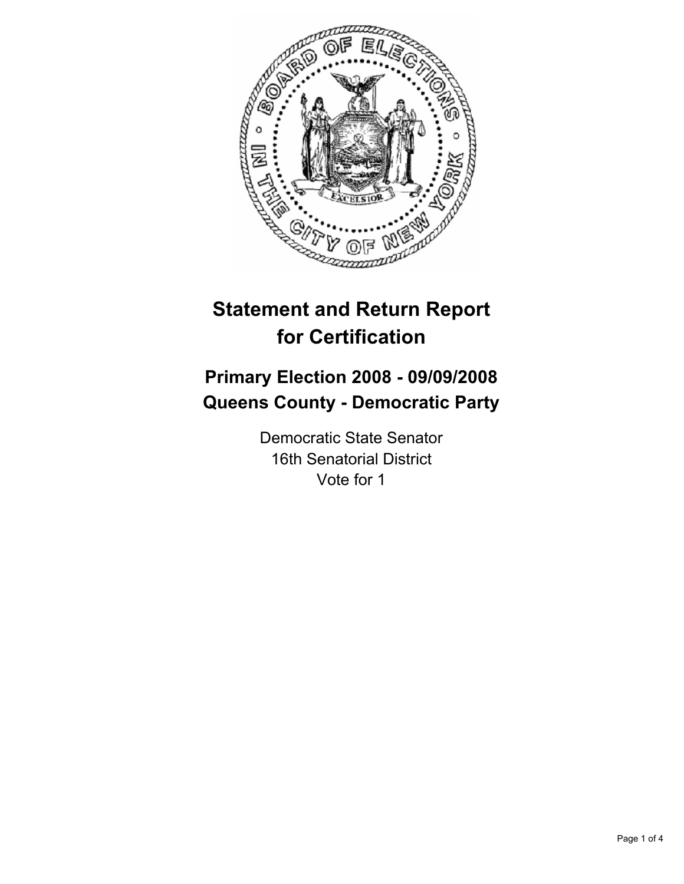# Statement and Return Report for Certification

## Primary Election 2008 - 09/09/2008
## Queens County - Democratic Party

Democratic State Senator
16th Senatorial District
Vote for 1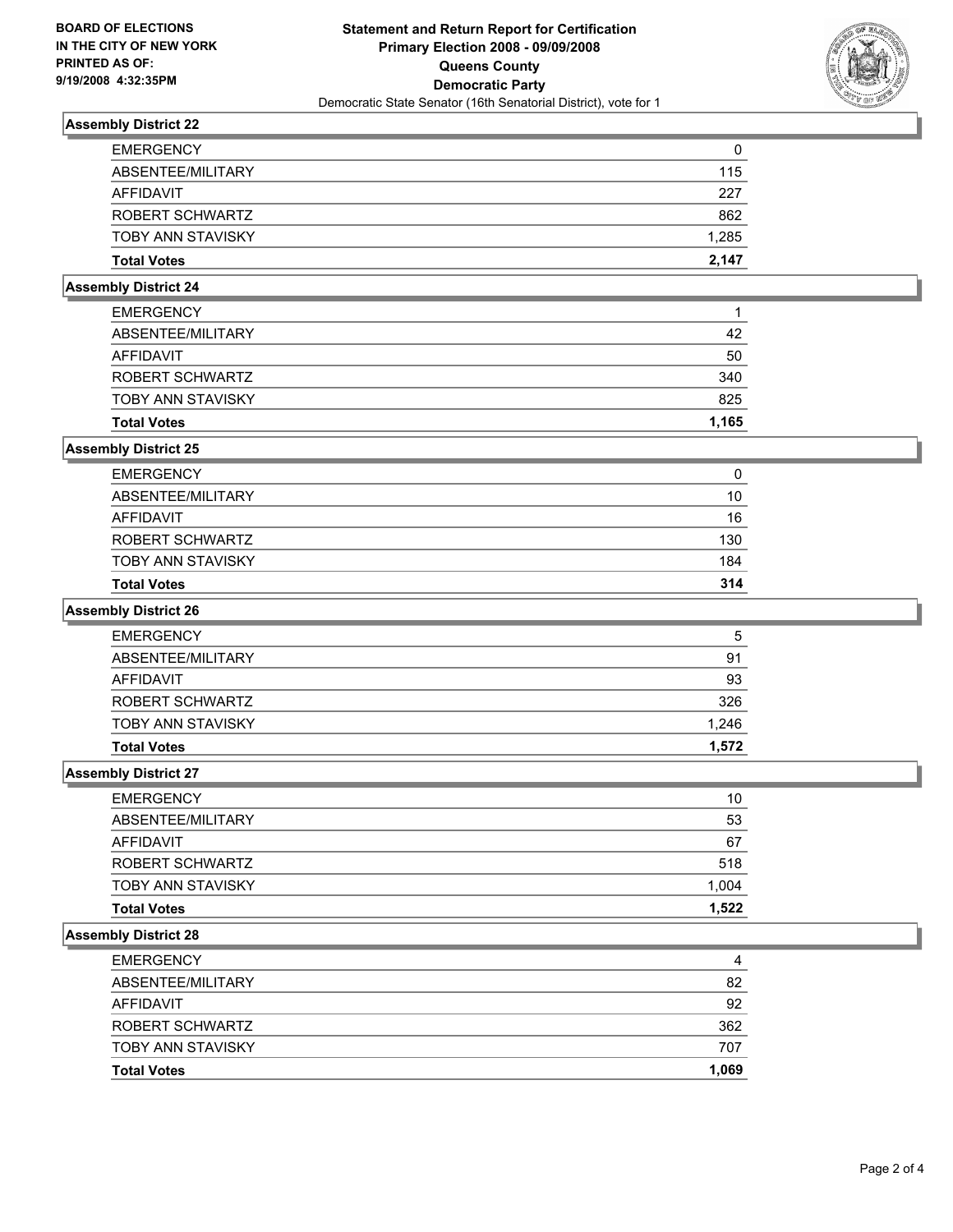**BOARD OF ELECTIONS IN THE CITY OF NEW YORK PRINTED AS OF: 9/19/2008 4:32:35PM**

# Statement and Return Report for Certification
## Primary Election 2008 - 09/09/2008
## Queens County
## Democratic Party
### Democratic State Senator (16th Senatorial District), vote for 1

### Assembly District 22

| | |
|---|---|
| EMERGENCY | 0 |
| ABSENTEE/MILITARY | 115 |
| AFFIDAVIT | 227 |
| ROBERT SCHWARTZ | 862 |
| TOBY ANN STAVISKY | 1,285 |
| **Total Votes** | **2,147** |

### Assembly District 24

| | |
|---|---|
| EMERGENCY | 1 |
| ABSENTEE/MILITARY | 42 |
| AFFIDAVIT | 50 |
| ROBERT SCHWARTZ | 340 |
| TOBY ANN STAVISKY | 825 |
| **Total Votes** | **1,165** |

### Assembly District 25

| | |
|---|---|
| EMERGENCY | 0 |
| ABSENTEE/MILITARY | 10 |
| AFFIDAVIT | 16 |
| ROBERT SCHWARTZ | 130 |
| TOBY ANN STAVISKY | 184 |
| **Total Votes** | **314** |

### Assembly District 26

| | |
|---|---|
| EMERGENCY | 5 |
| ABSENTEE/MILITARY | 91 |
| AFFIDAVIT | 93 |
| ROBERT SCHWARTZ | 326 |
| TOBY ANN STAVISKY | 1,246 |
| **Total Votes** | **1,572** |

### Assembly District 27

| | |
|---|---|
| EMERGENCY | 10 |
| ABSENTEE/MILITARY | 53 |
| AFFIDAVIT | 67 |
| ROBERT SCHWARTZ | 518 |
| TOBY ANN STAVISKY | 1,004 |
| **Total Votes** | **1,522** |

### Assembly District 28

| | |
|---|---|
| EMERGENCY | 4 |
| ABSENTEE/MILITARY | 82 |
| AFFIDAVIT | 92 |
| ROBERT SCHWARTZ | 362 |
| TOBY ANN STAVISKY | 707 |
| **Total Votes** | **1,069** |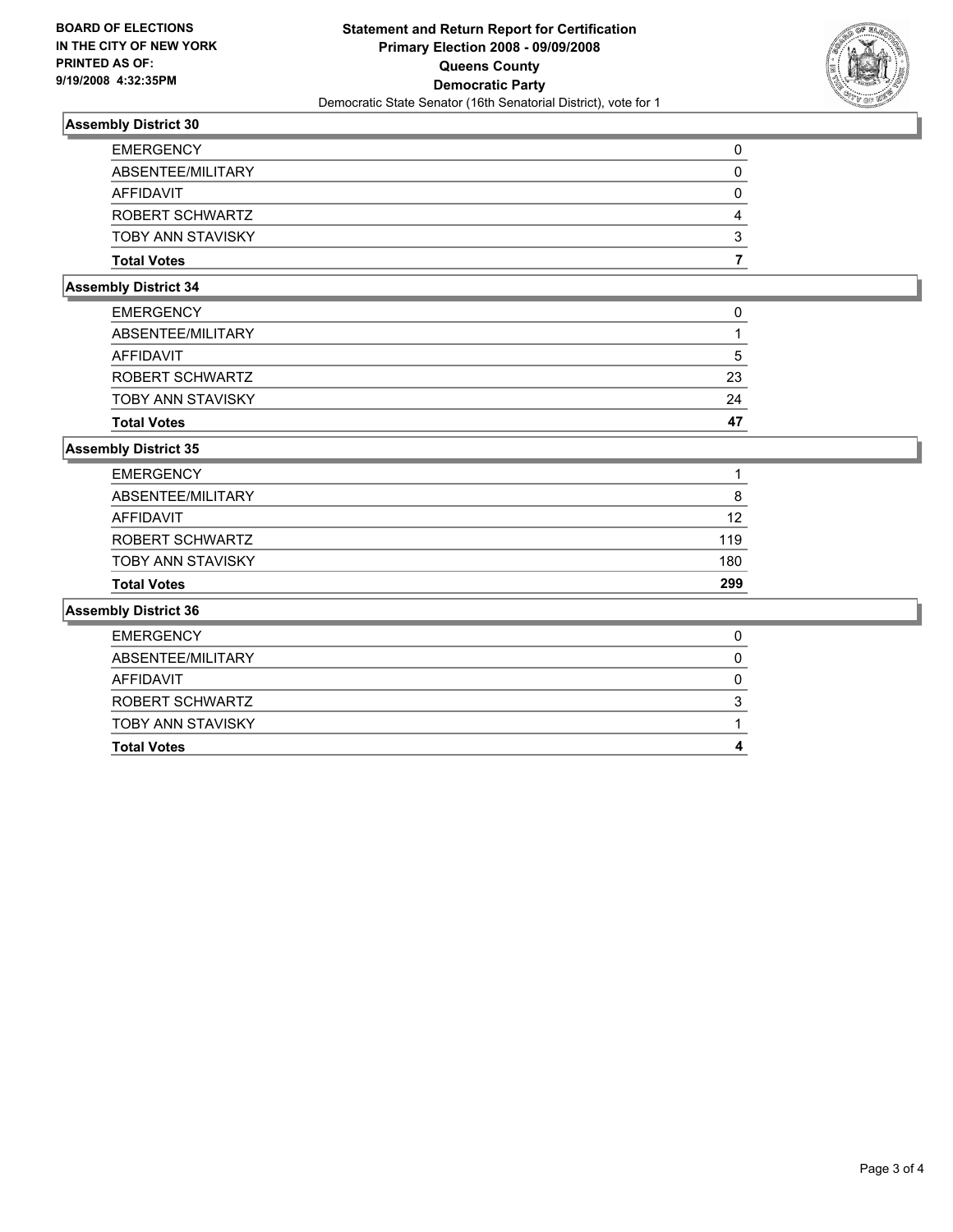**BOARD OF ELECTIONS IN THE CITY OF NEW YORK PRINTED AS OF: 9/19/2008 4:32:35PM**

**Statement and Return Report for Certification**
**Primary Election 2008 - 09/09/2008**
**Queens County**
**Democratic Party**
Democratic State Senator (16th Senatorial District), vote for 1

### Assembly District 30

| | |
|---|---|
| EMERGENCY | 0 |
| ABSENTEE/MILITARY | 0 |
| AFFIDAVIT | 0 |
| ROBERT SCHWARTZ | 4 |
| TOBY ANN STAVISKY | 3 |
| **Total Votes** | **7** |

### Assembly District 34

| | |
|---|---|
| EMERGENCY | 0 |
| ABSENTEE/MILITARY | 1 |
| AFFIDAVIT | 5 |
| ROBERT SCHWARTZ | 23 |
| TOBY ANN STAVISKY | 24 |
| **Total Votes** | **47** |

### Assembly District 35

| | |
|---|---|
| EMERGENCY | 1 |
| ABSENTEE/MILITARY | 8 |
| AFFIDAVIT | 12 |
| ROBERT SCHWARTZ | 119 |
| TOBY ANN STAVISKY | 180 |
| **Total Votes** | **299** |

### Assembly District 36

| | |
|---|---|
| EMERGENCY | 0 |
| ABSENTEE/MILITARY | 0 |
| AFFIDAVIT | 0 |
| ROBERT SCHWARTZ | 3 |
| TOBY ANN STAVISKY | 1 |
| **Total Votes** | **4** |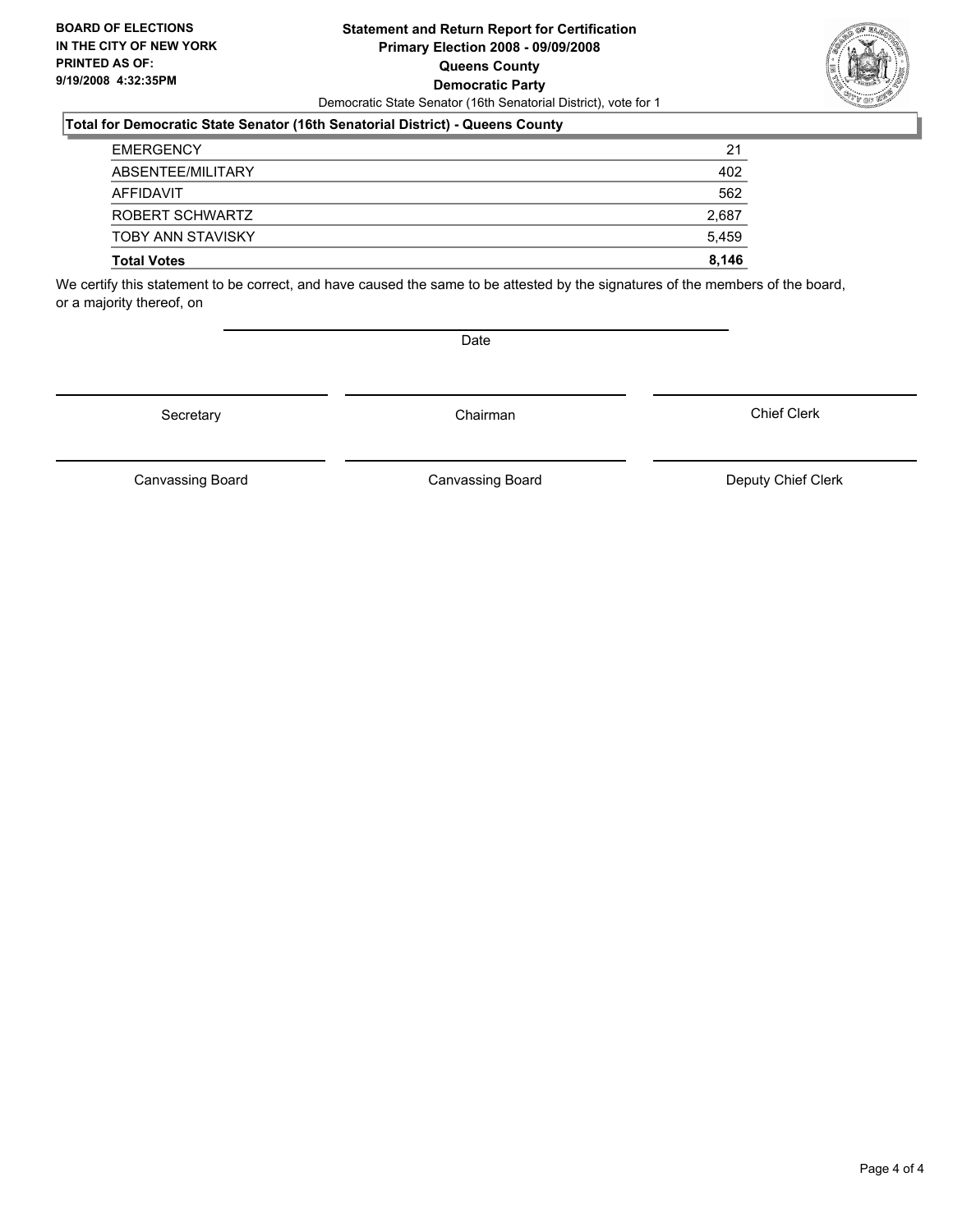**BOARD OF ELECTIONS IN THE CITY OF NEW YORK PRINTED AS OF: 9/19/2008 4:32:35PM**

**Statement and Return Report for Certification**
**Primary Election 2008 - 09/09/2008**
**Queens County**
**Democratic Party**
Democratic State Senator (16th Senatorial District), vote for 1

**Total for Democratic State Senator (16th Senatorial District) - Queens County**

| | |
|---|---|
| EMERGENCY | 21 |
| ABSENTEE/MILITARY | 402 |
| AFFIDAVIT | 562 |
| ROBERT SCHWARTZ | 2,687 |
| TOBY ANN STAVISKY | 5,459 |
| **Total Votes** | **8,146** |

We certify this statement to be correct, and have caused the same to be attested by the signatures of the members of the board, or a majority thereof, on

Date

Secretary    Chairman    Chief Clerk

Canvassing Board    Canvassing Board    Deputy Chief Clerk